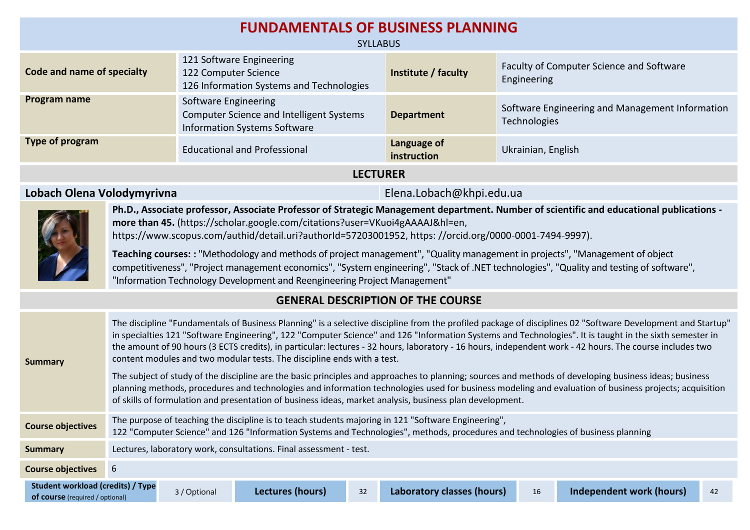# FUNDAMENTALS OF BUSINESS PLANNING

SYLLABUS

| | | | |
|---|---|---|---|
| **Code and name of specialty** | 121 Software Engineering<br>122 Computer Science<br>126 Information Systems and Technologies | **Institute / faculty** | Faculty of Computer Science and Software Engineering |
| **Program name** | Software Engineering<br>Computer Science and Intelligent Systems<br>Information Systems Software | **Department** | Software Engineering and Management Information Technologies |
| **Type of program** | Educational and Professional | **Language of instruction** | Ukrainian, English |

## LECTURER

**Lobach Olena Volodymyrivna** Elena.Lobach@khpi.edu.ua

**Ph.D., Associate professor, Associate Professor of Strategic Management department. Number of scientific and educational publications - more than 45.** (https://scholar.google.com/citations?user=VKuoi4gAAAAJ&hl=en, https://www.scopus.com/authid/detail.uri?authorId=57203001952, https: //orcid.org/0000-0001-7494-9997).

**Teaching courses: :** "Methodology and methods of project management", "Quality management in projects", "Management of object competitiveness", "Project management economics", "System engineering", "Stack of .NET technologies", "Quality and testing of software", "Information Technology Development and Reengineering Project Management"

## GENERAL DESCRIPTION OF THE COURSE

| | |
|---|---|
| **Summary** | The discipline "Fundamentals of Business Planning" is a selective discipline from the profiled package of disciplines 02 "Software Development and Startup" in specialties 121 "Software Engineering", 122 "Computer Science" and 126 "Information Systems and Technologies". It is taught in the sixth semester in the amount of 90 hours (3 ECTS credits), in particular: lectures - 32 hours, laboratory - 16 hours, independent work - 42 hours. The course includes two content modules and two modular tests. The discipline ends with a test.<br><br>The subject of study of the discipline are the basic principles and approaches to planning; sources and methods of developing business ideas; business planning methods, procedures and technologies and information technologies used for business modeling and evaluation of business projects; acquisition of skills of formulation and presentation of business ideas, market analysis, business plan development. |
| **Course objectives** | The purpose of teaching the discipline is to teach students majoring in 121 "Software Engineering", 122 "Computer Science" and 126 "Information Systems and Technologies", methods, procedures and technologies of business planning |
| **Summary** | Lectures, laboratory work, consultations. Final assessment - test. |
| **Course objectives** | 6 |

| **Student workload (credits) / Type of course** (required / optional) | 3 / Optional | **Lectures (hours)** | 32 | **Laboratory classes (hours)** | 16 | **Independent work (hours)** | 42 |
|---|---|---|---|---|---|---|---|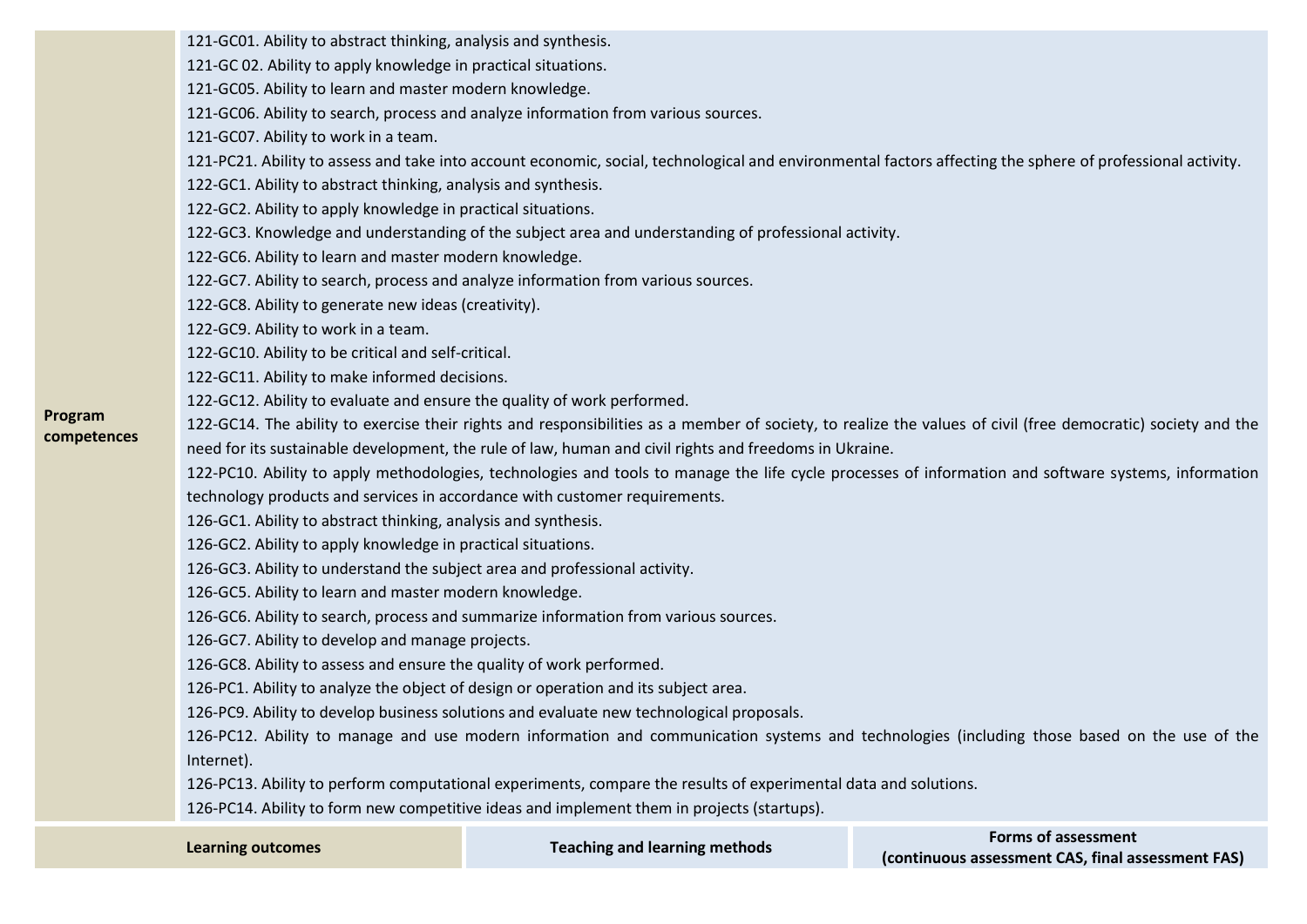| | |
|---|---|
| **Program competences** | 121-GC01. Ability to abstract thinking, analysis and synthesis.<br>121-GC 02. Ability to apply knowledge in practical situations.<br>121-GC05. Ability to learn and master modern knowledge.<br>121-GC06. Ability to search, process and analyze information from various sources.<br>121-GC07. Ability to work in a team.<br>121-PC21. Ability to assess and take into account economic, social, technological and environmental factors affecting the sphere of professional activity.<br>122-GC1. Ability to abstract thinking, analysis and synthesis.<br>122-GC2. Ability to apply knowledge in practical situations.<br>122-GC3. Knowledge and understanding of the subject area and understanding of professional activity.<br>122-GC6. Ability to learn and master modern knowledge.<br>122-GC7. Ability to search, process and analyze information from various sources.<br>122-GC8. Ability to generate new ideas (creativity).<br>122-GC9. Ability to work in a team.<br>122-GC10. Ability to be critical and self-critical.<br>122-GC11. Ability to make informed decisions.<br>122-GC12. Ability to evaluate and ensure the quality of work performed.<br>122-GC14. The ability to exercise their rights and responsibilities as a member of society, to realize the values of civil (free democratic) society and the need for its sustainable development, the rule of law, human and civil rights and freedoms in Ukraine.<br>122-PC10. Ability to apply methodologies, technologies and tools to manage the life cycle processes of information and software systems, information technology products and services in accordance with customer requirements.<br>126-GC1. Ability to abstract thinking, analysis and synthesis.<br>126-GC2. Ability to apply knowledge in practical situations.<br>126-GC3. Ability to understand the subject area and professional activity.<br>126-GC5. Ability to learn and master modern knowledge.<br>126-GC6. Ability to search, process and summarize information from various sources.<br>126-GC7. Ability to develop and manage projects.<br>126-GC8. Ability to assess and ensure the quality of work performed.<br>126-PC1. Ability to analyze the object of design or operation and its subject area.<br>126-PC9. Ability to develop business solutions and evaluate new technological proposals.<br>126-PC12. Ability to manage and use modern information and communication systems and technologies (including those based on the use of the Internet).<br>126-PC13. Ability to perform computational experiments, compare the results of experimental data and solutions.<br>126-PC14. Ability to form new competitive ideas and implement them in projects (startups). |

| Learning outcomes | Teaching and learning methods | Forms of assessment (continuous assessment CAS, final assessment FAS) |
|---|---|---|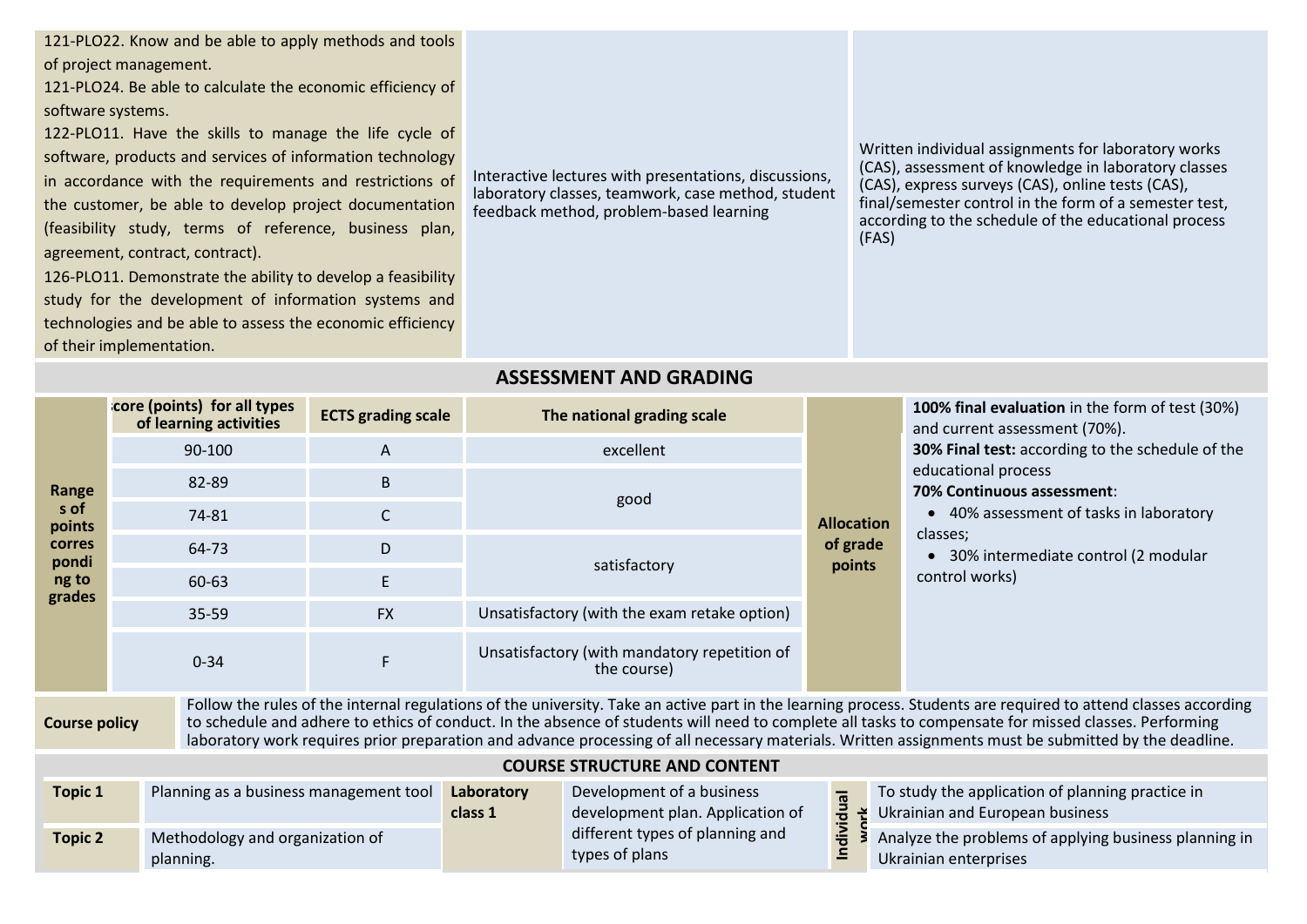| | | |
|---|---|---|
| 121-PLO22. Know and be able to apply methods and tools of project management.<br>121-PLO24. Be able to calculate the economic efficiency of software systems.<br>122-PLO11. Have the skills to manage the life cycle of software, products and services of information technology in accordance with the requirements and restrictions of the customer, be able to develop project documentation (feasibility study, terms of reference, business plan, agreement, contract, contract).<br>126-PLO11. Demonstrate the ability to develop a feasibility study for the development of information systems and technologies and be able to assess the economic efficiency of their implementation. | Interactive lectures with presentations, discussions, laboratory classes, teamwork, case method, student feedback method, problem-based learning | Written individual assignments for laboratory works (CAS), assessment of knowledge in laboratory classes (CAS), express surveys (CAS), online tests (CAS), final/semester control in the form of a semester test, according to the schedule of the educational process (FAS) |

## ASSESSMENT AND GRADING

| Ranges of points corresponding to grades | Score (points) for all types of learning activities | ECTS grading scale | The national grading scale | Allocation of grade points | |
|---|---|---|---|---|---|
| | 90-100 | A | excellent | | **100% final evaluation** in the form of test (30%) and current assessment (70%).<br>**30% Final test:** according to the schedule of the educational process<br>**70% Continuous assessment**:<br>• 40% assessment of tasks in laboratory classes;<br>• 30% intermediate control (2 modular control works) |
| | 82-89 | B | good | | |
| | 74-81 | C | | | |
| | 64-73 | D | satisfactory | | |
| | 60-63 | E | | | |
| | 35-59 | FX | Unsatisfactory (with the exam retake option) | | |
| | 0-34 | F | Unsatisfactory (with mandatory repetition of the course) | | |

**Course policy**

Follow the rules of the internal regulations of the university. Take an active part in the learning process. Students are required to attend classes according to schedule and adhere to ethics of conduct. In the absence of students will need to complete all tasks to compensate for missed classes. Performing laboratory work requires prior preparation and advance processing of all necessary materials. Written assignments must be submitted by the deadline.

## COURSE STRUCTURE AND CONTENT

| | | | | | |
|---|---|---|---|---|---|
| **Topic 1** | Planning as a business management tool | **Laboratory class 1** | Development of a business development plan. Application of different types of planning and types of plans | **Individual work** | To study the application of planning practice in Ukrainian and European business |
| **Topic 2** | Methodology and organization of planning. | | | | Analyze the problems of applying business planning in Ukrainian enterprises |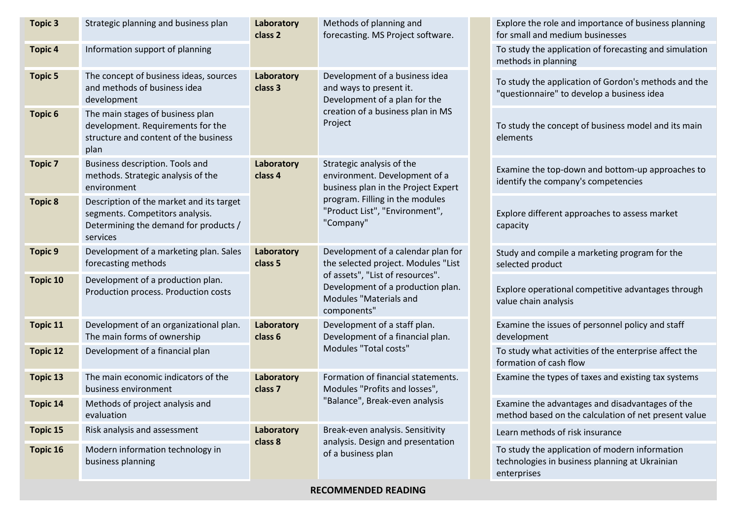| | | | | | |
|---|---|---|---|---|---|
| **Topic 3** | Strategic planning and business plan | **Laboratory class 2** | Methods of planning and forecasting. MS Project software. | | Explore the role and importance of business planning for small and medium businesses |
| **Topic 4** | Information support of planning | | | | To study the application of forecasting and simulation methods in planning |
| **Topic 5** | The concept of business ideas, sources and methods of business idea development | **Laboratory class 3** | Development of a business idea and ways to present it. Development of a plan for the creation of a business plan in MS Project | | To study the application of Gordon's methods and the "questionnaire" to develop a business idea |
| **Topic 6** | The main stages of business plan development. Requirements for the structure and content of the business plan | | | | To study the concept of business model and its main elements |
| **Topic 7** | Business description. Tools and methods. Strategic analysis of the environment | **Laboratory class 4** | Strategic analysis of the environment. Development of a business plan in the Project Expert program. Filling in the modules "Product List", "Environment", "Company" | | Examine the top-down and bottom-up approaches to identify the company's competencies |
| **Topic 8** | Description of the market and its target segments. Competitors analysis. Determining the demand for products / services | | | | Explore different approaches to assess market capacity |
| **Topic 9** | Development of a marketing plan. Sales forecasting methods | **Laboratory class 5** | Development of a calendar plan for the selected project. Modules "List of assets", "List of resources". Development of a production plan. Modules "Materials and components" | | Study and compile a marketing program for the selected product |
| **Topic 10** | Development of a production plan. Production process. Production costs | | | | Explore operational competitive advantages through value chain analysis |
| **Topic 11** | Development of an organizational plan. The main forms of ownership | **Laboratory class 6** | Development of a staff plan. Development of a financial plan. Modules "Total costs" | | Examine the issues of personnel policy and staff development |
| **Topic 12** | Development of a financial plan | | | | To study what activities of the enterprise affect the formation of cash flow |
| **Topic 13** | The main economic indicators of the business environment | **Laboratory class 7** | Formation of financial statements. Modules "Profits and losses", "Balance", Break-even analysis | | Examine the types of taxes and existing tax systems |
| **Topic 14** | Methods of project analysis and evaluation | | | | Examine the advantages and disadvantages of the method based on the calculation of net present value |
| **Topic 15** | Risk analysis and assessment | **Laboratory class 8** | Break-even analysis. Sensitivity analysis. Design and presentation of a business plan | | Learn methods of risk insurance |
| **Topic 16** | Modern information technology in business planning | | | | To study the application of modern information technologies in business planning at Ukrainian enterprises |

**RECOMMENDED READING**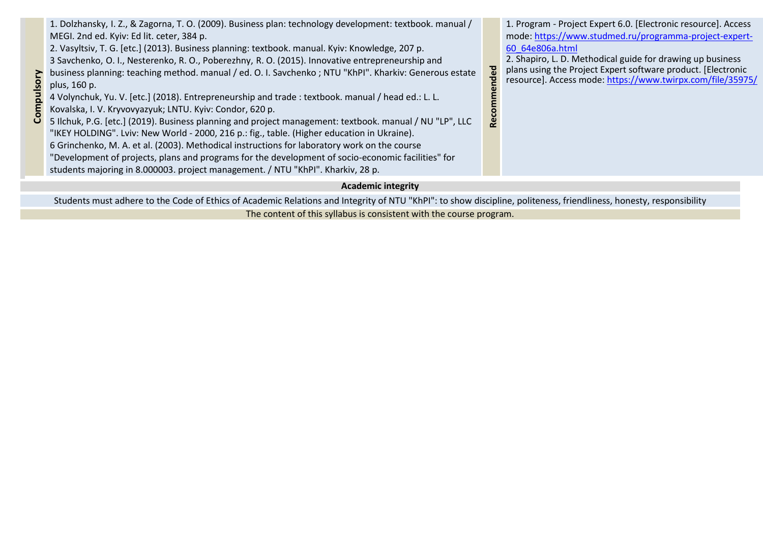| | | | |
|---|---|---|---|
| **Compulsory** | 1. Dolzhansky, I. Z., & Zagorna, T. O. (2009). Business plan: technology development: textbook. manual / MEGI. 2nd ed. Kyiv: Ed lit. ceter, 384 p.<br>2. Vasyltsiv, T. G. [etc.] (2013). Business planning: textbook. manual. Kyiv: Knowledge, 207 p.<br>3 Savchenko, O. I., Nesterenko, R. O., Poberezhny, R. O. (2015). Innovative entrepreneurship and business planning: teaching method. manual / ed. O. I. Savchenko ; NTU "KhPI". Kharkiv: Generous estate plus, 160 p.<br>4 Volynchuk, Yu. V. [etc.] (2018). Entrepreneurship and trade : textbook. manual / head ed.: L. L. Kovalska, I. V. Kryvovyazyuk; LNTU. Kyiv: Condor, 620 p.<br>5 Ilchuk, P.G. [etc.] (2019). Business planning and project management: textbook. manual / NU "LP", LLC "IKEY HOLDING". Lviv: New World - 2000, 216 p.: fig., table. (Higher education in Ukraine).<br>6 Grinchenko, M. A. et al. (2003). Methodical instructions for laboratory work on the course "Development of projects, plans and programs for the development of socio-economic facilities" for students majoring in 8.000003. project management. / NTU "KhPI". Kharkiv, 28 p. | **Recommended** | 1. Program - Project Expert 6.0. [Electronic resource]. Access mode: https://www.studmed.ru/programma-project-expert-60_64e806a.html<br>2. Shapiro, L. D. Methodical guide for drawing up business plans using the Project Expert software product. [Electronic resource]. Access mode: https://www.twirpx.com/file/35975/ |

**Academic integrity**

Students must adhere to the Code of Ethics of Academic Relations and Integrity of NTU "KhPI": to show discipline, politeness, friendliness, honesty, responsibility

The content of this syllabus is consistent with the course program.